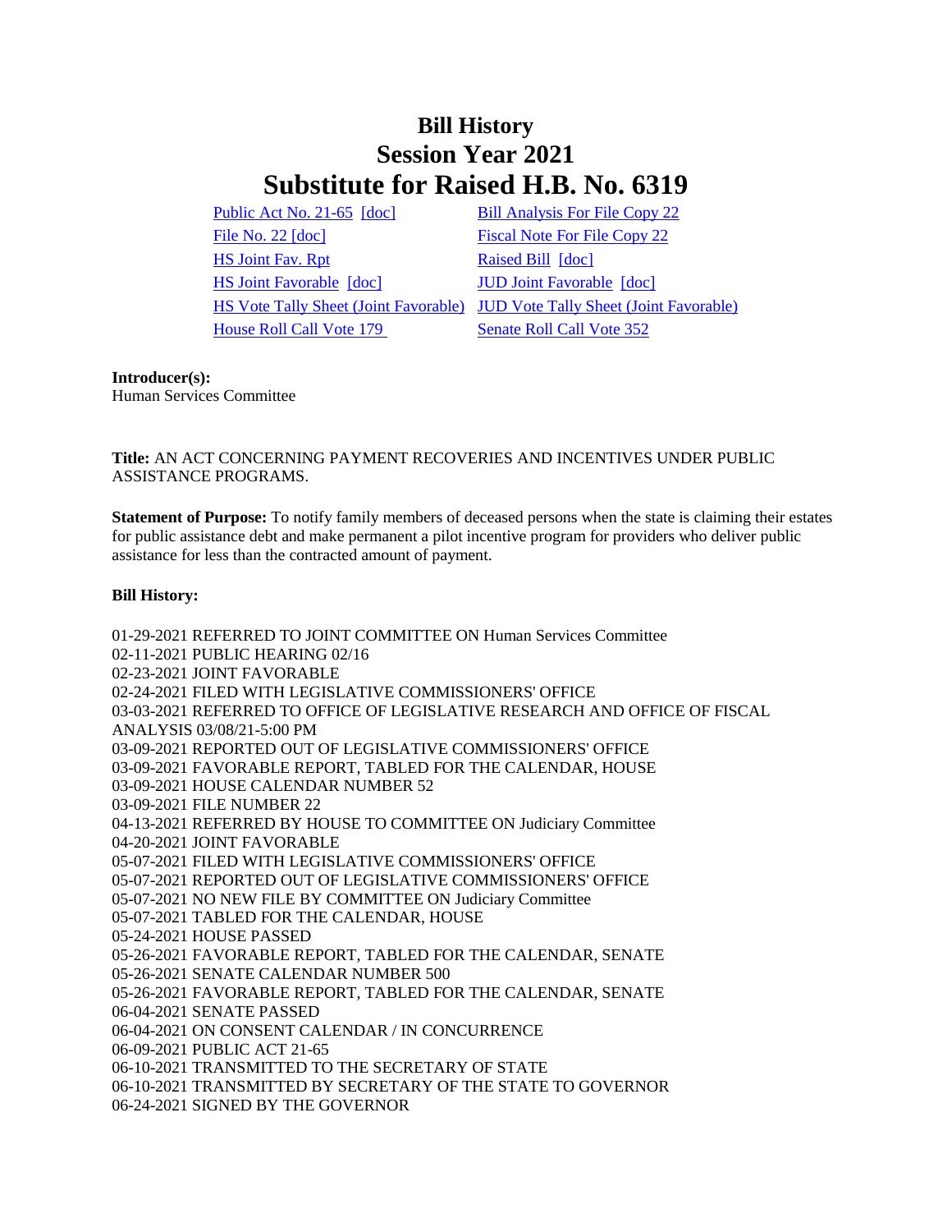# Bill History
# Session Year 2021
# Substitute for Raised H.B. No. 6319

| | |
|---|---|
| Public Act No. 21-65 [doc] | Bill Analysis For File Copy 22 |
| File No. 22 [doc] | Fiscal Note For File Copy 22 |
| HS Joint Fav. Rpt | Raised Bill [doc] |
| HS Joint Favorable [doc] | JUD Joint Favorable [doc] |
| HS Vote Tally Sheet (Joint Favorable) | JUD Vote Tally Sheet (Joint Favorable) |
| House Roll Call Vote 179 | Senate Roll Call Vote 352 |

**Introducer(s):**
Human Services Committee

**Title:** AN ACT CONCERNING PAYMENT RECOVERIES AND INCENTIVES UNDER PUBLIC ASSISTANCE PROGRAMS.

**Statement of Purpose:** To notify family members of deceased persons when the state is claiming their estates for public assistance debt and make permanent a pilot incentive program for providers who deliver public assistance for less than the contracted amount of payment.

**Bill History:**

01-29-2021 REFERRED TO JOINT COMMITTEE ON Human Services Committee
02-11-2021 PUBLIC HEARING 02/16
02-23-2021 JOINT FAVORABLE
02-24-2021 FILED WITH LEGISLATIVE COMMISSIONERS' OFFICE
03-03-2021 REFERRED TO OFFICE OF LEGISLATIVE RESEARCH AND OFFICE OF FISCAL ANALYSIS 03/08/21-5:00 PM
03-09-2021 REPORTED OUT OF LEGISLATIVE COMMISSIONERS' OFFICE
03-09-2021 FAVORABLE REPORT, TABLED FOR THE CALENDAR, HOUSE
03-09-2021 HOUSE CALENDAR NUMBER 52
03-09-2021 FILE NUMBER 22
04-13-2021 REFERRED BY HOUSE TO COMMITTEE ON Judiciary Committee
04-20-2021 JOINT FAVORABLE
05-07-2021 FILED WITH LEGISLATIVE COMMISSIONERS' OFFICE
05-07-2021 REPORTED OUT OF LEGISLATIVE COMMISSIONERS' OFFICE
05-07-2021 NO NEW FILE BY COMMITTEE ON Judiciary Committee
05-07-2021 TABLED FOR THE CALENDAR, HOUSE
05-24-2021 HOUSE PASSED
05-26-2021 FAVORABLE REPORT, TABLED FOR THE CALENDAR, SENATE
05-26-2021 SENATE CALENDAR NUMBER 500
05-26-2021 FAVORABLE REPORT, TABLED FOR THE CALENDAR, SENATE
06-04-2021 SENATE PASSED
06-04-2021 ON CONSENT CALENDAR / IN CONCURRENCE
06-09-2021 PUBLIC ACT 21-65
06-10-2021 TRANSMITTED TO THE SECRETARY OF STATE
06-10-2021 TRANSMITTED BY SECRETARY OF THE STATE TO GOVERNOR
06-24-2021 SIGNED BY THE GOVERNOR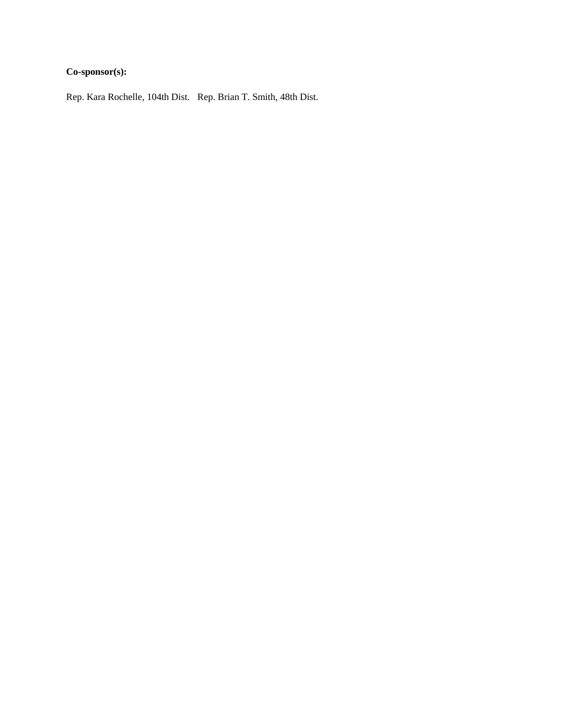**Co-sponsor(s):**

Rep. Kara Rochelle, 104th Dist.   Rep. Brian T. Smith, 48th Dist.